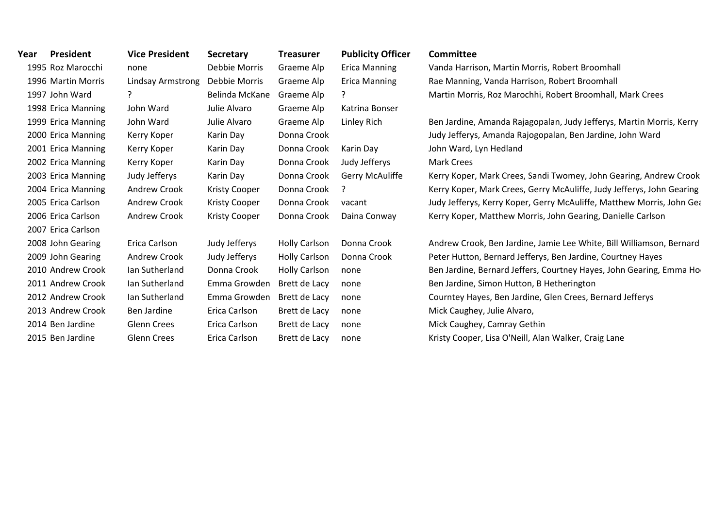| Year | President | Vice President | Secretary | Treasurer | Publicity Officer | Committee |
|---|---|---|---|---|---|---|
| 1995 | Roz Marocchi | none | Debbie Morris | Graeme Alp | Erica Manning | Vanda Harrison, Martin Morris, Robert Broomhall |
| 1996 | Martin Morris | Lindsay Armstrong | Debbie Morris | Graeme Alp | Erica Manning | Rae Manning, Vanda Harrison, Robert Broomhall |
| 1997 | John Ward | ? | Belinda McKane | Graeme Alp | ? | Martin Morris, Roz Marochhi, Robert Broomhall, Mark Crees |
| 1998 | Erica Manning | John Ward | Julie Alvaro | Graeme Alp | Katrina Bonser | |
| 1999 | Erica Manning | John Ward | Julie Alvaro | Graeme Alp | Linley Rich | Ben Jardine, Amanda Rajagopalan, Judy Jefferys, Martin Morris, Kerry |
| 2000 | Erica Manning | Kerry Koper | Karin Day | Donna Crook | | Judy Jefferys, Amanda Rajogopalan, Ben Jardine, John Ward |
| 2001 | Erica Manning | Kerry Koper | Karin Day | Donna Crook | Karin Day | John Ward, Lyn Hedland |
| 2002 | Erica Manning | Kerry Koper | Karin Day | Donna Crook | Judy Jefferys | Mark Crees |
| 2003 | Erica Manning | Judy Jefferys | Karin Day | Donna Crook | Gerry McAuliffe | Kerry Koper, Mark Crees, Sandi Twomey, John Gearing, Andrew Crook |
| 2004 | Erica Manning | Andrew Crook | Kristy Cooper | Donna Crook | ? | Kerry Koper, Mark Crees, Gerry McAuliffe, Judy Jefferys, John Gearing |
| 2005 | Erica Carlson | Andrew Crook | Kristy Cooper | Donna Crook | vacant | Judy Jefferys, Kerry Koper, Gerry McAuliffe, Matthew Morris, John Gea |
| 2006 | Erica Carlson | Andrew Crook | Kristy Cooper | Donna Crook | Daina Conway | Kerry Koper, Matthew Morris, John Gearing, Danielle Carlson |
| 2007 | Erica Carlson | | | | | |
| 2008 | John Gearing | Erica Carlson | Judy Jefferys | Holly Carlson | Donna Crook | Andrew Crook, Ben Jardine, Jamie Lee White, Bill Williamson, Bernard |
| 2009 | John Gearing | Andrew Crook | Judy Jefferys | Holly Carlson | Donna Crook | Peter Hutton, Bernard Jefferys, Ben Jardine, Courtney Hayes |
| 2010 | Andrew Crook | Ian Sutherland | Donna Crook | Holly Carlson | none | Ben Jardine, Bernard Jeffers, Courtney Hayes, John Gearing, Emma Ho |
| 2011 | Andrew Crook | Ian Sutherland | Emma Growden | Brett de Lacy | none | Ben Jardine, Simon Hutton, B Hetherington |
| 2012 | Andrew Crook | Ian Sutherland | Emma Growden | Brett de Lacy | none | Courntey Hayes, Ben Jardine, Glen Crees, Bernard Jefferys |
| 2013 | Andrew Crook | Ben Jardine | Erica Carlson | Brett de Lacy | none | Mick Caughey, Julie Alvaro, |
| 2014 | Ben Jardine | Glenn Crees | Erica Carlson | Brett de Lacy | none | Mick Caughey, Camray Gethin |
| 2015 | Ben Jardine | Glenn Crees | Erica Carlson | Brett de Lacy | none | Kristy Cooper, Lisa O'Neill, Alan Walker, Craig Lane |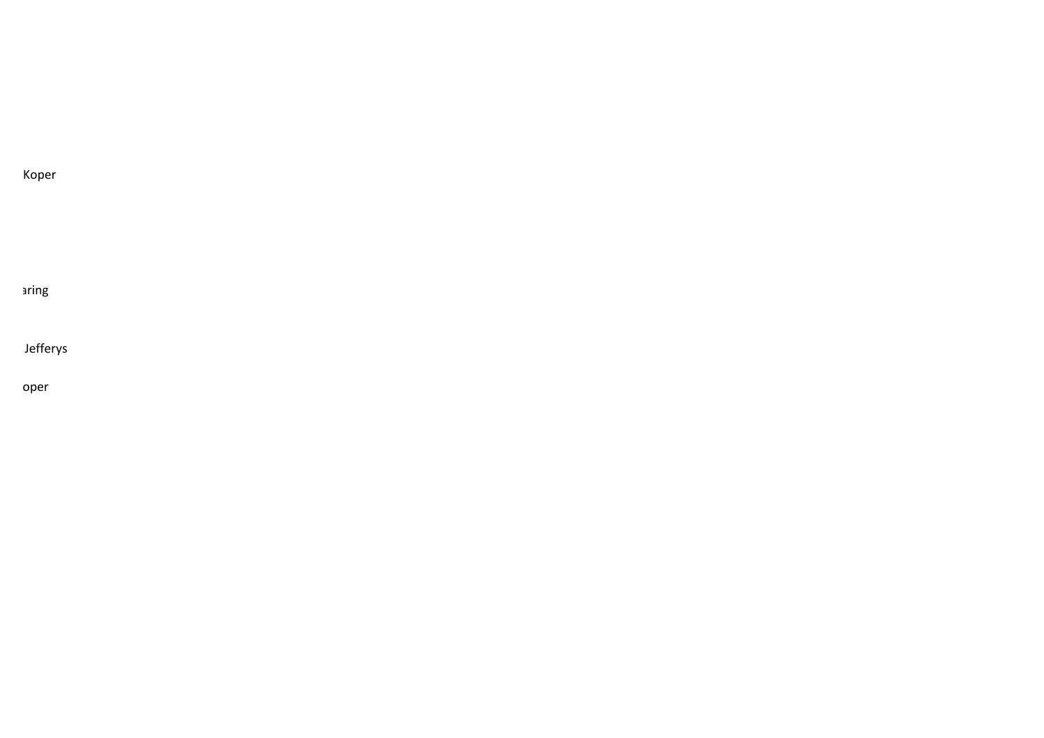Koper

aring

Jefferys

oper